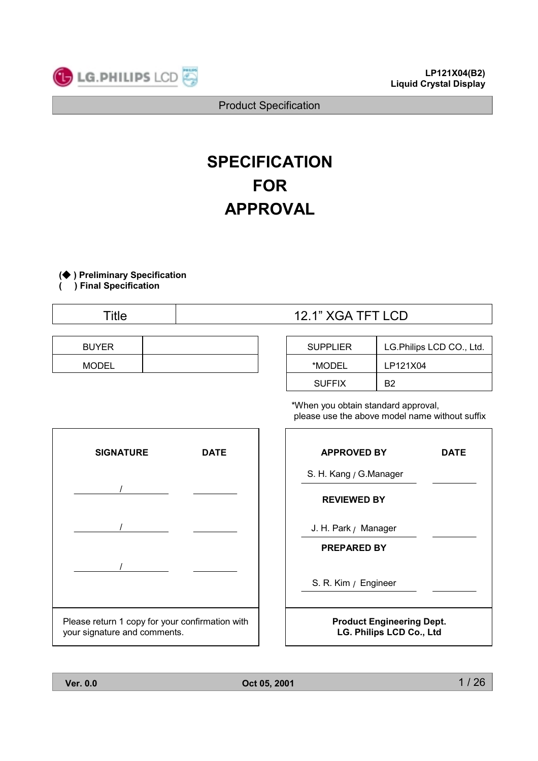LP121X04(B2)
Liquid Crystal Display

Product Specification

# SPECIFICATION FOR APPROVAL

(◆ ) **Preliminary Specification**
(   ) **Final Specification**

| Title | 12.1" XGA TFT LCD |
| --- | --- |

| BUYER | |
| --- | --- |
| MODEL | |

| SUPPLIER | LG.Philips LCD CO., Ltd. |
| --- | --- |
| *MODEL | LP121X04 |
| SUFFIX | B2 |

*When you obtain standard approval, please use the above model name without suffix

| SIGNATURE | DATE |
| --- | --- |
| / | |
| / | |
| / | |

Please return 1 copy for your confirmation with your signature and comments.

| APPROVED BY | DATE |
| --- | --- |
| S. H. Kang / G.Manager | |
| **REVIEWED BY** | |
| J. H. Park / Manager | |
| **PREPARED BY** | |
| S. R. Kim / Engineer | |

**Product Engineering Dept.**
**LG. Philips LCD Co., Ltd**

**Ver. 0.0** **Oct 05, 2001**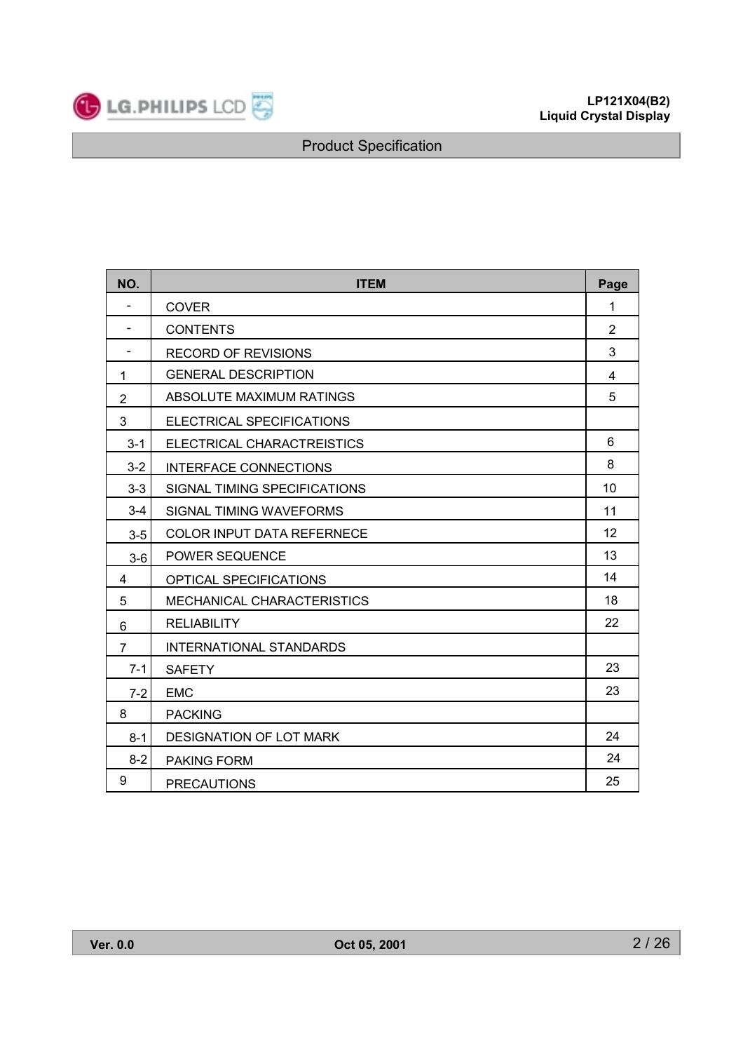| NO. | ITEM | Page |
| --- | --- | --- |
| - | COVER | 1 |
| - | CONTENTS | 2 |
| - | RECORD OF REVISIONS | 3 |
| 1 | GENERAL DESCRIPTION | 4 |
| 2 | ABSOLUTE MAXIMUM RATINGS | 5 |
| 3 | ELECTRICAL SPECIFICATIONS | |
| 3-1 | ELECTRICAL CHARACTREISTICS | 6 |
| 3-2 | INTERFACE CONNECTIONS | 8 |
| 3-3 | SIGNAL TIMING SPECIFICATIONS | 10 |
| 3-4 | SIGNAL TIMING WAVEFORMS | 11 |
| 3-5 | COLOR INPUT DATA REFERNECE | 12 |
| 3-6 | POWER SEQUENCE | 13 |
| 4 | OPTICAL SPECIFICATIONS | 14 |
| 5 | MECHANICAL CHARACTERISTICS | 18 |
| 6 | RELIABILITY | 22 |
| 7 | INTERNATIONAL STANDARDS | |
| 7-1 | SAFETY | 23 |
| 7-2 | EMC | 23 |
| 8 | PACKING | |
| 8-1 | DESIGNATION OF LOT MARK | 24 |
| 8-2 | PAKING FORM | 24 |
| 9 | PRECAUTIONS | 25 |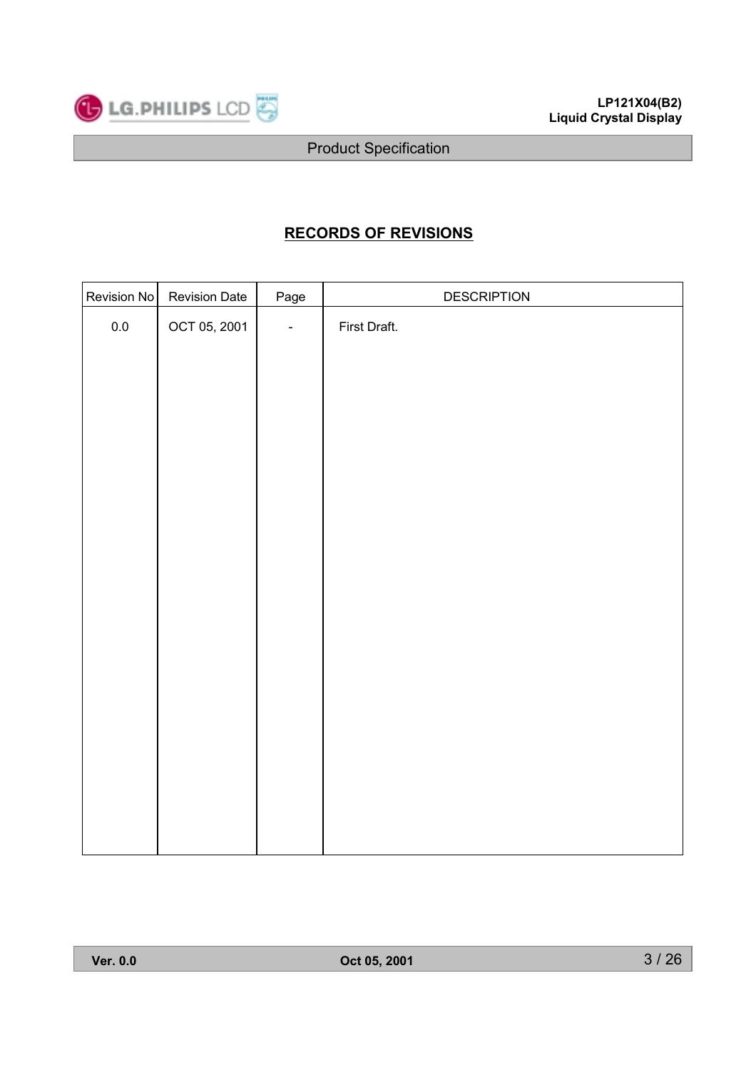## RECORDS OF REVISIONS

| Revision No | Revision Date | Page | DESCRIPTION |
| --- | --- | --- | --- |
| 0.0 | OCT 05, 2001 | - | First Draft. |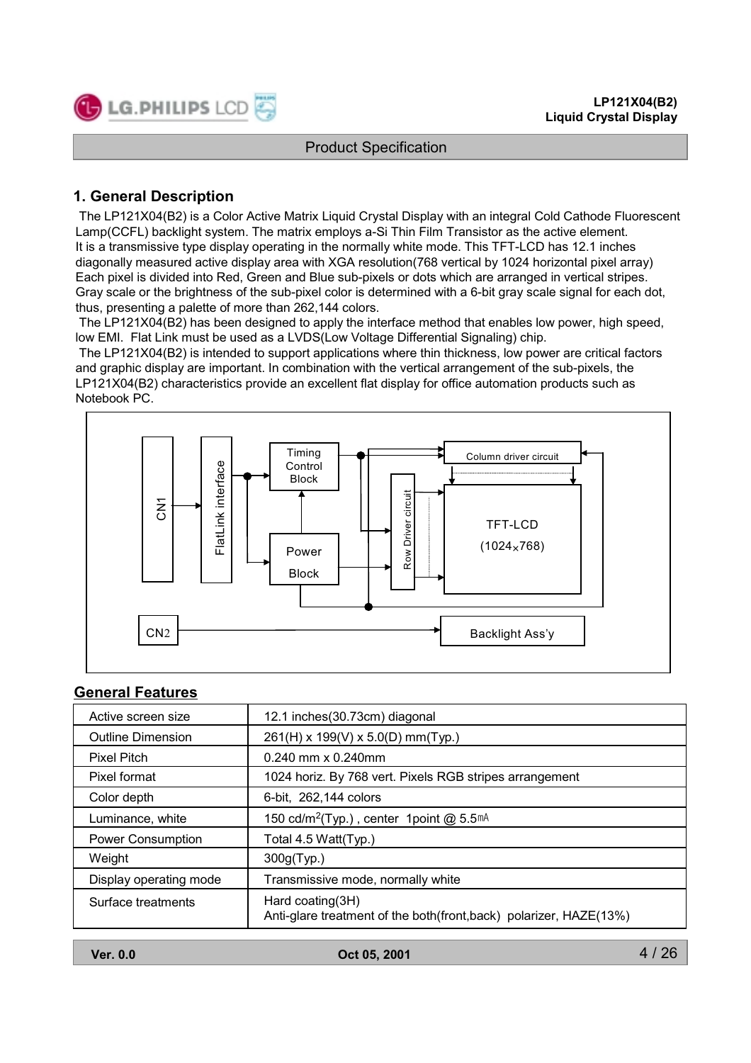## 1. General Description

The LP121X04(B2) is a Color Active Matrix Liquid Crystal Display with an integral Cold Cathode Fluorescent Lamp(CCFL) backlight system. The matrix employs a-Si Thin Film Transistor as the active element. It is a transmissive type display operating in the normally white mode. This TFT-LCD has 12.1 inches diagonally measured active display area with XGA resolution(768 vertical by 1024 horizontal pixel array) Each pixel is divided into Red, Green and Blue sub-pixels or dots which are arranged in vertical stripes. Gray scale or the brightness of the sub-pixel color is determined with a 6-bit gray scale signal for each dot, thus, presenting a palette of more than 262,144 colors.

The LP121X04(B2) has been designed to apply the interface method that enables low power, high speed, low EMI. Flat Link must be used as a LVDS(Low Voltage Differential Signaling) chip.

The LP121X04(B2) is intended to support applications where thin thickness, low power are critical factors and graphic display are important. In combination with the vertical arrangement of the sub-pixels, the LP121X04(B2) characteristics provide an excellent flat display for office automation products such as Notebook PC.

CN1 → FlatLink interface → Timing Control Block / Power Block → Column driver circuit / Row Driver circuit → TFT-LCD (1024x768)

CN2 → Backlight Ass'y

## General Features

| | |
|---|---|
| Active screen size | 12.1 inches(30.73cm) diagonal |
| Outline Dimension | 261(H) x 199(V) x 5.0(D) mm(Typ.) |
| Pixel Pitch | 0.240 mm x 0.240mm |
| Pixel format | 1024 horiz. By 768 vert. Pixels RGB stripes arrangement |
| Color depth | 6-bit, 262,144 colors |
| Luminance, white | 150 cd/m$^2$(Typ.) , center 1point @ 5.5mA |
| Power Consumption | Total 4.5 Watt(Typ.) |
| Weight | 300g(Typ.) |
| Display operating mode | Transmissive mode, normally white |
| Surface treatments | Hard coating(3H)<br>Anti-glare treatment of the both(front,back) polarizer, HAZE(13%) |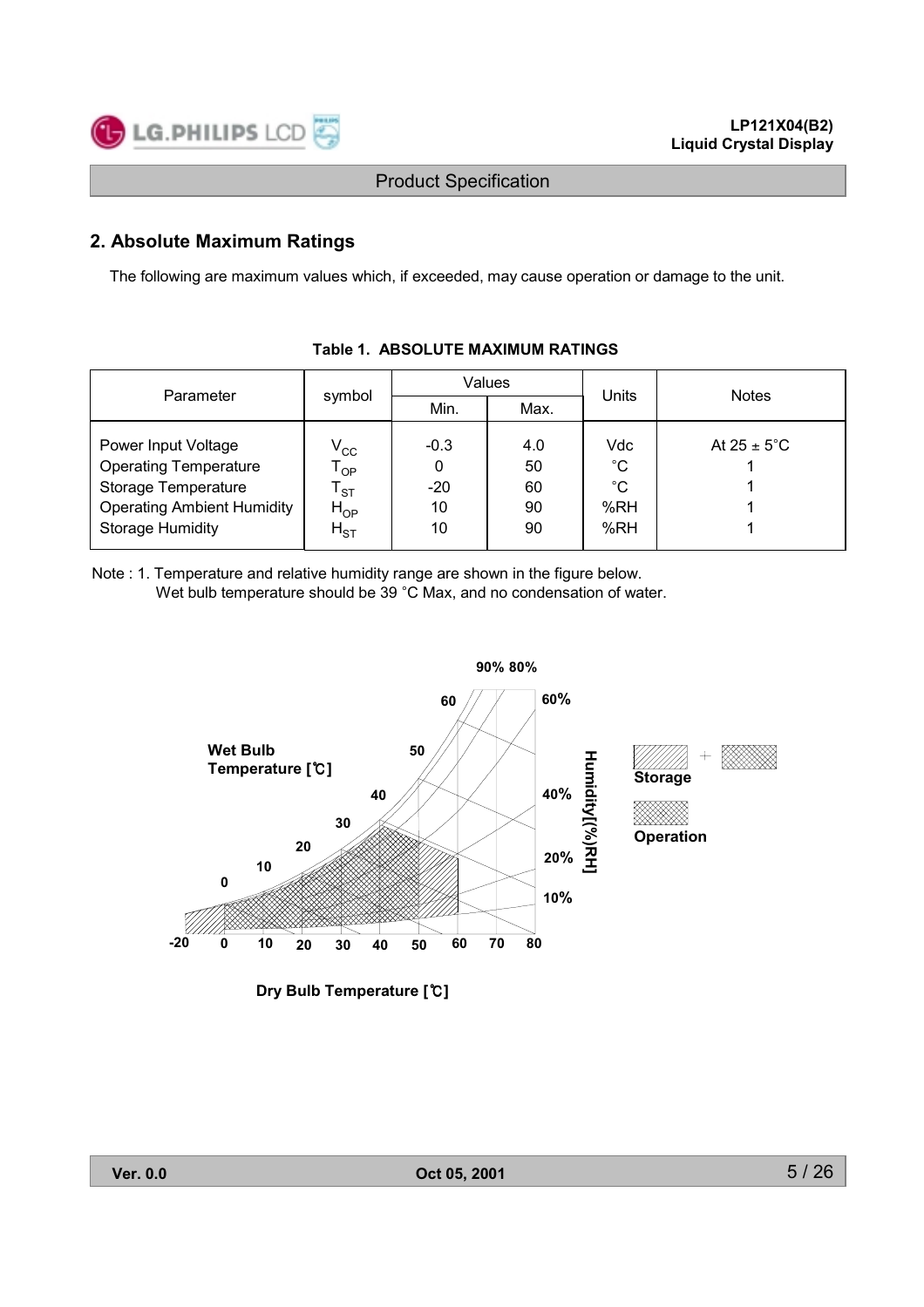## 2. Absolute Maximum Ratings

The following are maximum values which, if exceeded, may cause operation or damage to the unit.

**Table 1. ABSOLUTE MAXIMUM RATINGS**

| Parameter | symbol | Values | | Units | Notes |
|---|---|---|---|---|---|
| | | Min. | Max. | | |
| Power Input Voltage | $V_{CC}$ | -0.3 | 4.0 | Vdc | At 25 ± 5°C |
| Operating Temperature | $T_{OP}$ | 0 | 50 | °C | 1 |
| Storage Temperature | $T_{ST}$ | -20 | 60 | °C | 1 |
| Operating Ambient Humidity | $H_{OP}$ | 10 | 90 | %RH | 1 |
| Storage Humidity | $H_{ST}$ | 10 | 90 | %RH | 1 |

Note : 1. Temperature and relative humidity range are shown in the figure below.
Wet bulb temperature should be 39 °C Max, and no condensation of water.

Wet Bulb Temperature [℃]

Humidity[(%)RH]

Storage

Operation

Dry Bulb Temperature [℃]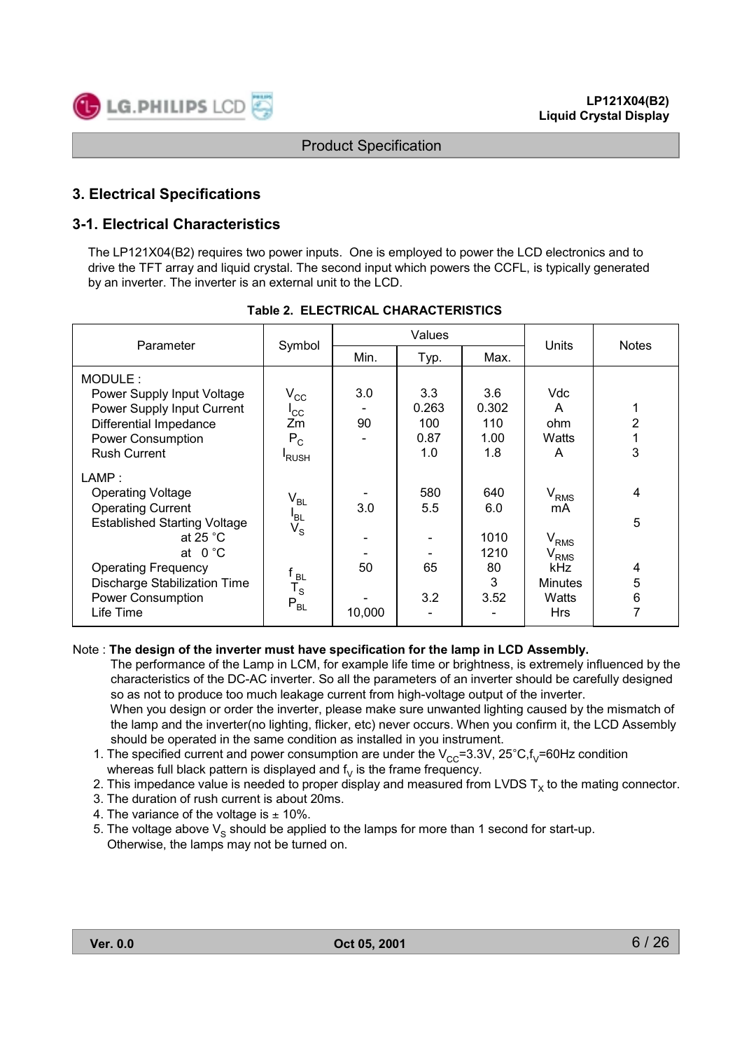## 3. Electrical Specifications

### 3-1. Electrical Characteristics

The LP121X04(B2) requires two power inputs. One is employed to power the LCD electronics and to drive the TFT array and liquid crystal. The second input which powers the CCFL, is typically generated by an inverter. The inverter is an external unit to the LCD.

**Table 2. ELECTRICAL CHARACTERISTICS**

| Parameter | Symbol | Values | | | Units | Notes |
|---|---|---|---|---|---|---|
| | | Min. | Typ. | Max. | | |
| MODULE : | | | | | | |
| Power Supply Input Voltage | $V_{CC}$ | 3.0 | 3.3 | 3.6 | Vdc | |
| Power Supply Input Current | $I_{CC}$ | - | 0.263 | 0.302 | A | 1 |
| Differential Impedance | Zm | 90 | 100 | 110 | ohm | 2 |
| Power Consumption | $P_C$ | - | 0.87 | 1.00 | Watts | 1 |
| Rush Current | $I_{RUSH}$ | | 1.0 | 1.8 | A | 3 |
| LAMP : | | | | | | |
| Operating Voltage | $V_{BL}$ | - | 580 | 640 | $V_{RMS}$ | 4 |
| Operating Current | $I_{BL}$ | 3.0 | 5.5 | 6.0 | mA | |
| Established Starting Voltage | $V_S$ | | | | | 5 |
| at 25 °C | | - | - | 1010 | $V_{RMS}$ | |
| at 0 °C | | - | - | 1210 | $V_{RMS}$ | |
| Operating Frequency | $f_{BL}$ | 50 | 65 | 80 | kHz | 4 |
| Discharge Stabilization Time | $T_S$ | | | 3 | Minutes | 5 |
| Power Consumption | $P_{BL}$ | - | 3.2 | 3.52 | Watts | 6 |
| Life Time | | 10,000 | - | - | Hrs | 7 |

Note : **The design of the inverter must have specification for the lamp in LCD Assembly.**

The performance of the Lamp in LCM, for example life time or brightness, is extremely influenced by the characteristics of the DC-AC inverter. So all the parameters of an inverter should be carefully designed so as not to produce too much leakage current from high-voltage output of the inverter.
When you design or order the inverter, please make sure unwanted lighting caused by the mismatch of the lamp and the inverter(no lighting, flicker, etc) never occurs. When you confirm it, the LCD Assembly should be operated in the same condition as installed in you instrument.

1. The specified current and power consumption are under the $V_{CC}$=3.3V, 25°C,$f_V$=60Hz condition whereas full black pattern is displayed and $f_V$ is the frame frequency.
2. This impedance value is needed to proper display and measured from LVDS $T_X$ to the mating connector.
3. The duration of rush current is about 20ms.
4. The variance of the voltage is ± 10%.
5. The voltage above $V_S$ should be applied to the lamps for more than 1 second for start-up. Otherwise, the lamps may not be turned on.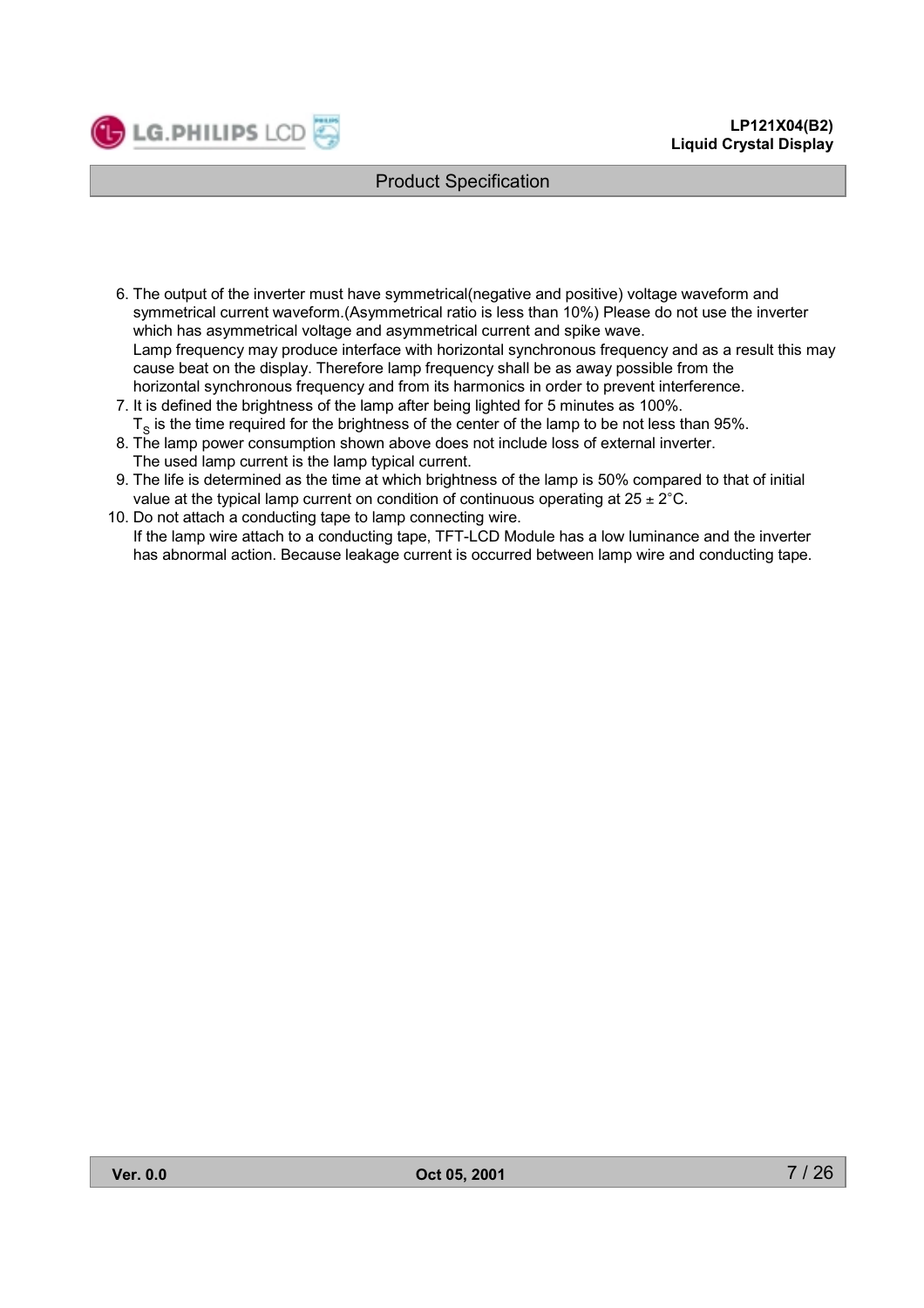6. The output of the inverter must have symmetrical(negative and positive) voltage waveform and symmetrical current waveform.(Asymmetrical ratio is less than 10%) Please do not use the inverter which has asymmetrical voltage and asymmetrical current and spike wave.
   Lamp frequency may produce interface with horizontal synchronous frequency and as a result this may cause beat on the display. Therefore lamp frequency shall be as away possible from the horizontal synchronous frequency and from its harmonics in order to prevent interference.
7. It is defined the brightness of the lamp after being lighted for 5 minutes as 100%.
   $T_S$ is the time required for the brightness of the center of the lamp to be not less than 95%.
8. The lamp power consumption shown above does not include loss of external inverter.
   The used lamp current is the lamp typical current.
9. The life is determined as the time at which brightness of the lamp is 50% compared to that of initial value at the typical lamp current on condition of continuous operating at 25 ± 2°C.
10. Do not attach a conducting tape to lamp connecting wire.
    If the lamp wire attach to a conducting tape, TFT-LCD Module has a low luminance and the inverter has abnormal action. Because leakage current is occurred between lamp wire and conducting tape.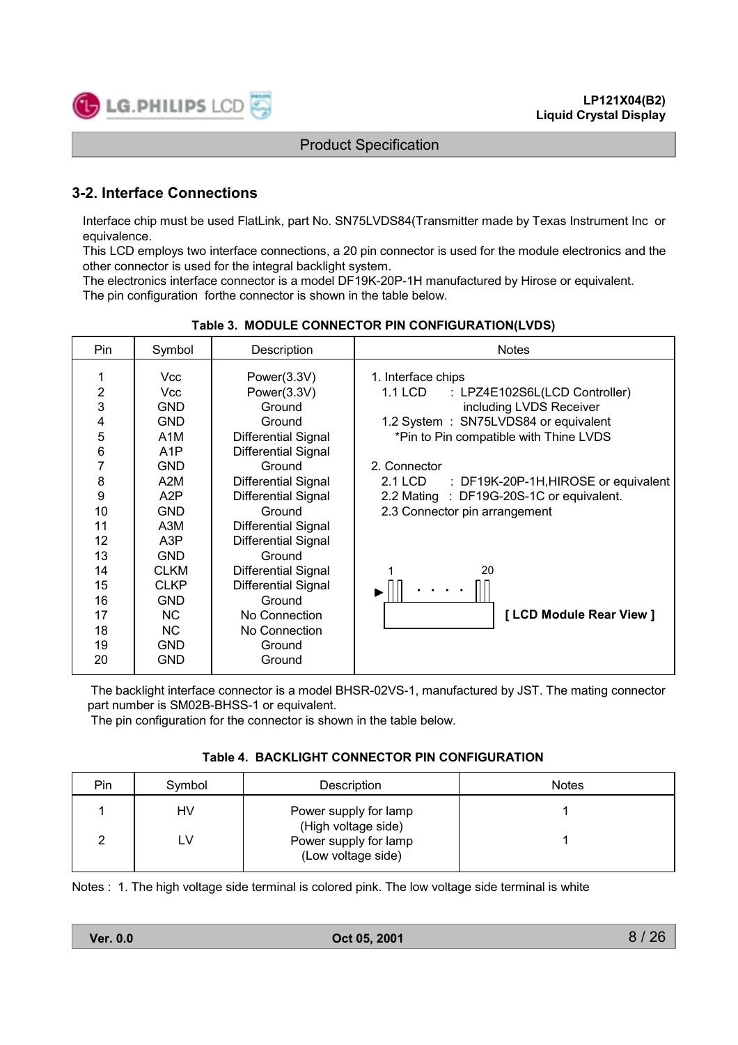## 3-2. Interface Connections

Interface chip must be used FlatLink, part No. SN75LVDS84(Transmitter made by Texas Instrument Inc or equivalence.
This LCD employs two interface connections, a 20 pin connector is used for the module electronics and the other connector is used for the integral backlight system.
The electronics interface connector is a model DF19K-20P-1H manufactured by Hirose or equivalent.
The pin configuration forthe connector is shown in the table below.

**Table 3. MODULE CONNECTOR PIN CONFIGURATION(LVDS)**

| Pin | Symbol | Description | Notes |
|---|---|---|---|
| 1 | Vcc | Power(3.3V) | 1. Interface chips |
| 2 | Vcc | Power(3.3V) | 1.1 LCD : LPZ4E102S6L(LCD Controller) including LVDS Receiver |
| 3 | GND | Ground | |
| 4 | GND | Ground | 1.2 System : SN75LVDS84 or equivalent |
| 5 | A1M | Differential Signal | *Pin to Pin compatible with Thine LVDS |
| 6 | A1P | Differential Signal | |
| 7 | GND | Ground | 2. Connector |
| 8 | A2M | Differential Signal | 2.1 LCD : DF19K-20P-1H,HIROSE or equivalent |
| 9 | A2P | Differential Signal | 2.2 Mating : DF19G-20S-1C or equivalent. |
| 10 | GND | Ground | 2.3 Connector pin arrangement |
| 11 | A3M | Differential Signal | |
| 12 | A3P | Differential Signal | |
| 13 | GND | Ground | 1 . . . . 20 |
| 14 | CLKM | Differential Signal | |
| 15 | CLKP | Differential Signal | |
| 16 | GND | Ground | **[ LCD Module Rear View ]** |
| 17 | NC | No Connection | |
| 18 | NC | No Connection | |
| 19 | GND | Ground | |
| 20 | GND | Ground | |

The backlight interface connector is a model BHSR-02VS-1, manufactured by JST. The mating connector part number is SM02B-BHSS-1 or equivalent.
The pin configuration for the connector is shown in the table below.

**Table 4. BACKLIGHT CONNECTOR PIN CONFIGURATION**

| Pin | Symbol | Description | Notes |
|---|---|---|---|
| 1 | HV | Power supply for lamp (High voltage side) | 1 |
| 2 | LV | Power supply for lamp (Low voltage side) | 1 |

Notes : 1. The high voltage side terminal is colored pink. The low voltage side terminal is white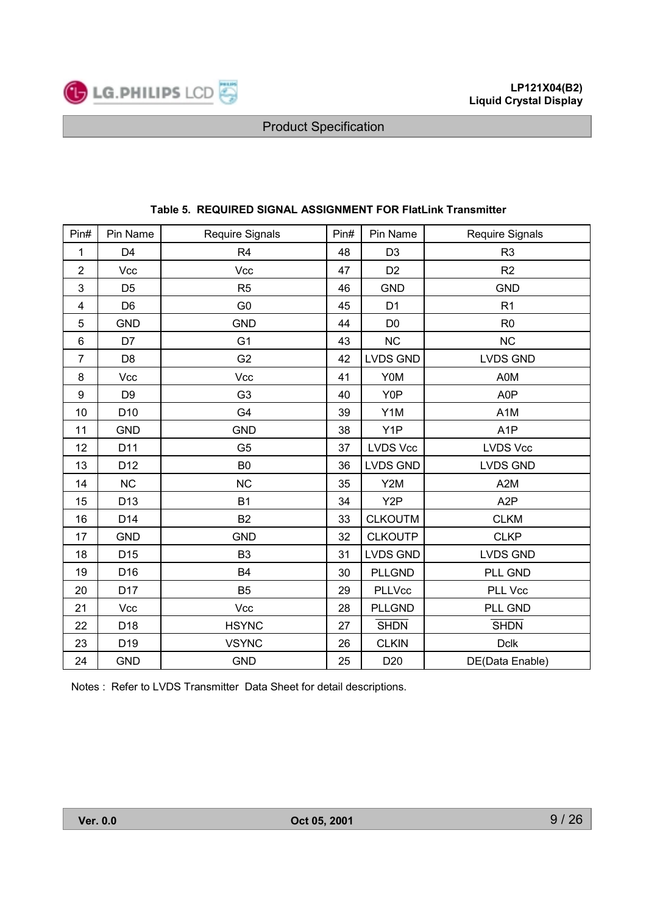**Table 5. REQUIRED SIGNAL ASSIGNMENT FOR FlatLink Transmitter**

| Pin# | Pin Name | Require Signals | Pin# | Pin Name | Require Signals |
|---|---|---|---|---|---|
| 1 | D4 | R4 | 48 | D3 | R3 |
| 2 | Vcc | Vcc | 47 | D2 | R2 |
| 3 | D5 | R5 | 46 | GND | GND |
| 4 | D6 | G0 | 45 | D1 | R1 |
| 5 | GND | GND | 44 | D0 | R0 |
| 6 | D7 | G1 | 43 | NC | NC |
| 7 | D8 | G2 | 42 | LVDS GND | LVDS GND |
| 8 | Vcc | Vcc | 41 | Y0M | A0M |
| 9 | D9 | G3 | 40 | Y0P | A0P |
| 10 | D10 | G4 | 39 | Y1M | A1M |
| 11 | GND | GND | 38 | Y1P | A1P |
| 12 | D11 | G5 | 37 | LVDS Vcc | LVDS Vcc |
| 13 | D12 | B0 | 36 | LVDS GND | LVDS GND |
| 14 | NC | NC | 35 | Y2M | A2M |
| 15 | D13 | B1 | 34 | Y2P | A2P |
| 16 | D14 | B2 | 33 | CLKOUTM | CLKM |
| 17 | GND | GND | 32 | CLKOUTP | CLKP |
| 18 | D15 | B3 | 31 | LVDS GND | LVDS GND |
| 19 | D16 | B4 | 30 | PLLGND | PLL GND |
| 20 | D17 | B5 | 29 | PLLVcc | PLL Vcc |
| 21 | Vcc | Vcc | 28 | PLLGND | PLL GND |
| 22 | D18 | HSYNC | 27 | $\overline{\text{SHDN}}$ | $\overline{\text{SHDN}}$ |
| 23 | D19 | VSYNC | 26 | CLKIN | Dclk |
| 24 | GND | GND | 25 | D20 | DE(Data Enable) |

Notes : Refer to LVDS Transmitter Data Sheet for detail descriptions.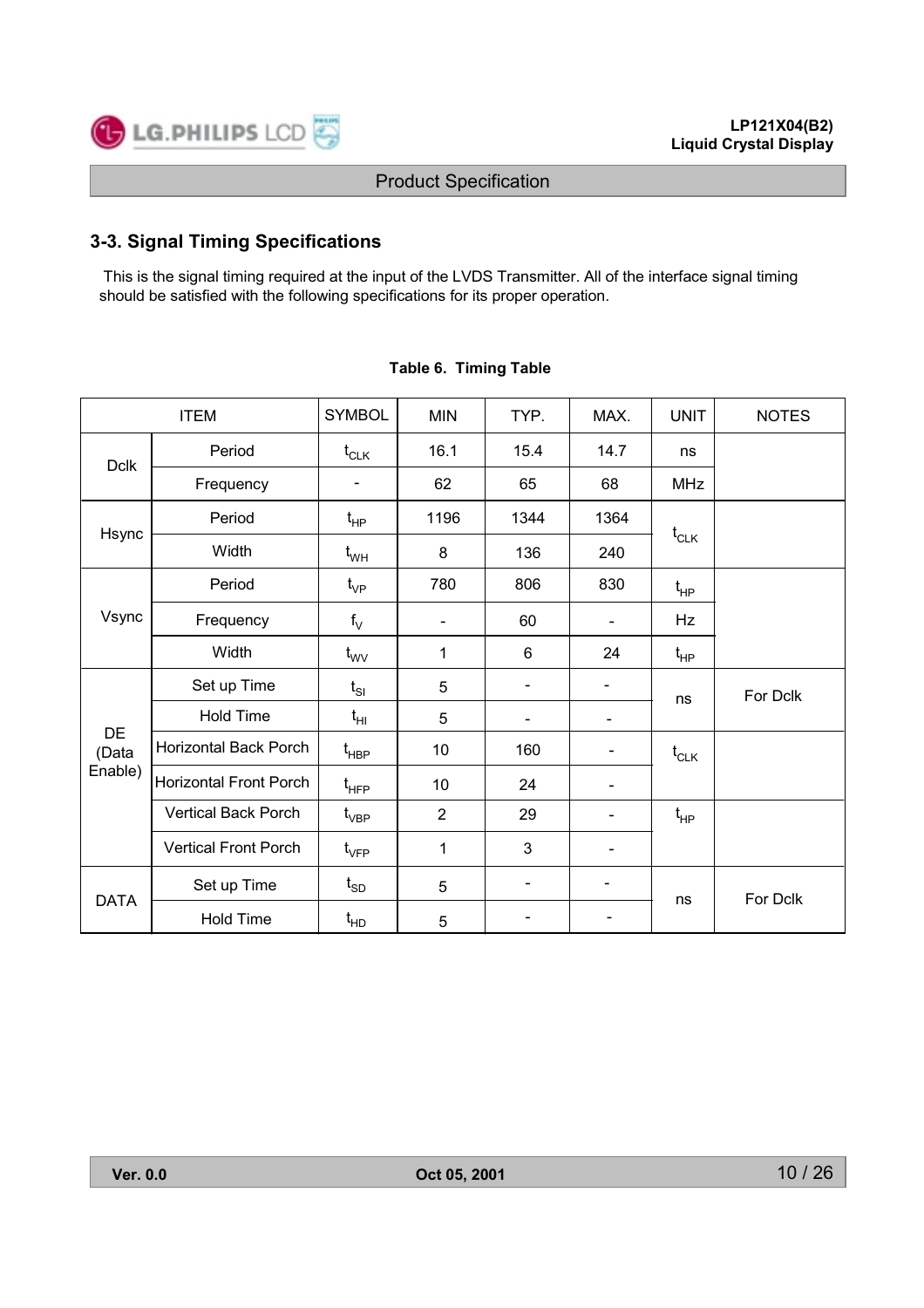### 3-3. Signal Timing Specifications

This is the signal timing required at the input of the LVDS Transmitter. All of the interface signal timing should be satisfied with the following specifications for its proper operation.

Table 6. Timing Table

| ITEM | | SYMBOL | MIN | TYP. | MAX. | UNIT | NOTES |
|---|---|---|---|---|---|---|---|
| Dclk | Period | $t_{CLK}$ | 16.1 | 15.4 | 14.7 | ns | |
| | Frequency | - | 62 | 65 | 68 | MHz | |
| Hsync | Period | $t_{HP}$ | 1196 | 1344 | 1364 | $t_{CLK}$ | |
| | Width | $t_{WH}$ | 8 | 136 | 240 | | |
| Vsync | Period | $t_{VP}$ | 780 | 806 | 830 | $t_{HP}$ | |
| | Frequency | $f_V$ | - | 60 | - | Hz | |
| | Width | $t_{WV}$ | 1 | 6 | 24 | $t_{HP}$ | |
| DE (Data Enable) | Set up Time | $t_{SI}$ | 5 | - | - | ns | For Dclk |
| | Hold Time | $t_{HI}$ | 5 | - | - | | |
| | Horizontal Back Porch | $t_{HBP}$ | 10 | 160 | - | $t_{CLK}$ | |
| | Horizontal Front Porch | $t_{HFP}$ | 10 | 24 | - | | |
| | Vertical Back Porch | $t_{VBP}$ | 2 | 29 | - | $t_{HP}$ | |
| | Vertical Front Porch | $t_{VFP}$ | 1 | 3 | - | | |
| DATA | Set up Time | $t_{SD}$ | 5 | - | - | ns | For Dclk |
| | Hold Time | $t_{HD}$ | 5 | - | - | | |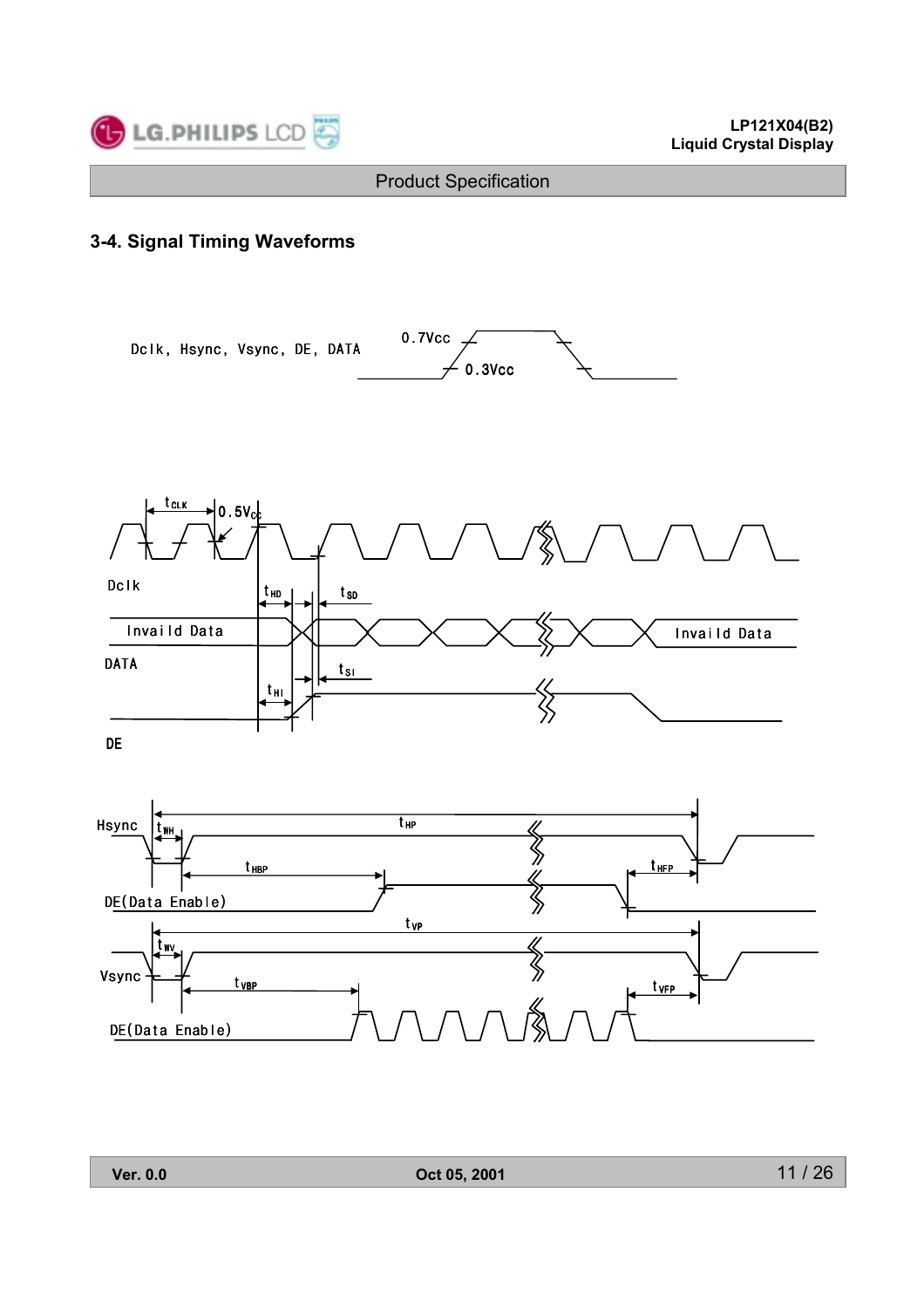## 3-4. Signal Timing Waveforms

Dclk, Hsync, Vsync, DE, DATA

0.7Vcc

0.3Vcc

$t_{CLK}$

0.5Vcc

Dclk

$t_{HD}$

$t_{SD}$

Invaild Data

DATA

Invaild Data

$t_{SI}$

$t_{HI}$

DE

Hsync

$t_{WH}$

$t_{HP}$

$t_{HBP}$

$t_{HFP}$

DE(Data Enable)

$t_{VP}$

$t_{WV}$

Vsync

$t_{VBP}$

$t_{VFP}$

DE(Data Enable)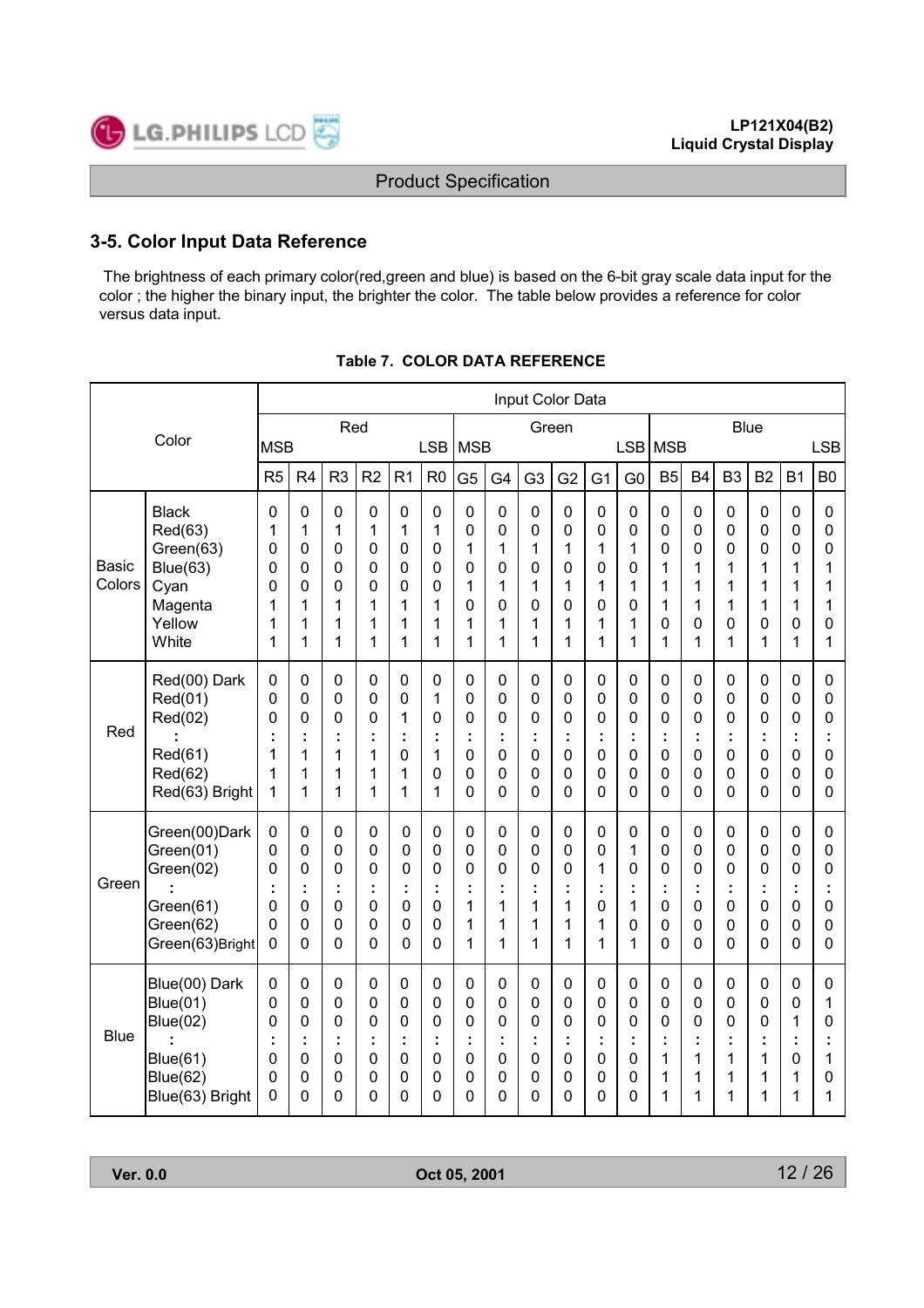## 3-5. Color Input Data Reference

The brightness of each primary color(red,green and blue) is based on the 6-bit gray scale data input for the color ; the higher the binary input, the brighter the color. The table below provides a reference for color versus data input.

**Table 7. COLOR DATA REFERENCE**

| Color | | Input Color Data | | | | | | | | | | | | | | | | | |
|---|---|---|---|---|---|---|---|---|---|---|---|---|---|---|---|---|---|---|---|
| | | Red | | | | | | Green | | | | | | Blue | | | | | |
| | | MSB | | | | | LSB | MSB | | | | | LSB | MSB | | | | | LSB |
| | | R5 | R4 | R3 | R2 | R1 | R0 | G5 | G4 | G3 | G2 | G1 | G0 | B5 | B4 | B3 | B2 | B1 | B0 |
| Basic Colors | Black | 0 | 0 | 0 | 0 | 0 | 0 | 0 | 0 | 0 | 0 | 0 | 0 | 0 | 0 | 0 | 0 | 0 | 0 |
| | Red(63) | 1 | 1 | 1 | 1 | 1 | 1 | 0 | 0 | 0 | 0 | 0 | 0 | 0 | 0 | 0 | 0 | 0 | 0 |
| | Green(63) | 0 | 0 | 0 | 0 | 0 | 0 | 1 | 1 | 1 | 1 | 1 | 1 | 0 | 0 | 0 | 0 | 0 | 0 |
| | Blue(63) | 0 | 0 | 0 | 0 | 0 | 0 | 0 | 0 | 0 | 0 | 0 | 0 | 1 | 1 | 1 | 1 | 1 | 1 |
| | Cyan | 0 | 0 | 0 | 0 | 0 | 0 | 1 | 1 | 1 | 1 | 1 | 1 | 1 | 1 | 1 | 1 | 1 | 1 |
| | Magenta | 1 | 1 | 1 | 1 | 1 | 1 | 0 | 0 | 0 | 0 | 0 | 0 | 1 | 1 | 1 | 1 | 1 | 1 |
| | Yellow | 1 | 1 | 1 | 1 | 1 | 1 | 1 | 1 | 1 | 1 | 1 | 1 | 0 | 0 | 0 | 0 | 0 | 0 |
| | White | 1 | 1 | 1 | 1 | 1 | 1 | 1 | 1 | 1 | 1 | 1 | 1 | 1 | 1 | 1 | 1 | 1 | 1 |
| Red | Red(00) Dark | 0 | 0 | 0 | 0 | 0 | 0 | 0 | 0 | 0 | 0 | 0 | 0 | 0 | 0 | 0 | 0 | 0 | 0 |
| | Red(01) | 0 | 0 | 0 | 0 | 0 | 1 | 0 | 0 | 0 | 0 | 0 | 0 | 0 | 0 | 0 | 0 | 0 | 0 |
| | Red(02) | 0 | 0 | 0 | 0 | 1 | 0 | 0 | 0 | 0 | 0 | 0 | 0 | 0 | 0 | 0 | 0 | 0 | 0 |
| | : | : | : | : | : | : | : | : | : | : | : | : | : | : | : | : | : | : | : |
| | Red(61) | 1 | 1 | 1 | 1 | 0 | 1 | 0 | 0 | 0 | 0 | 0 | 0 | 0 | 0 | 0 | 0 | 0 | 0 |
| | Red(62) | 1 | 1 | 1 | 1 | 1 | 0 | 0 | 0 | 0 | 0 | 0 | 0 | 0 | 0 | 0 | 0 | 0 | 0 |
| | Red(63) Bright | 1 | 1 | 1 | 1 | 1 | 1 | 0 | 0 | 0 | 0 | 0 | 0 | 0 | 0 | 0 | 0 | 0 | 0 |
| Green | Green(00)Dark | 0 | 0 | 0 | 0 | 0 | 0 | 0 | 0 | 0 | 0 | 0 | 0 | 0 | 0 | 0 | 0 | 0 | 0 |
| | Green(01) | 0 | 0 | 0 | 0 | 0 | 0 | 0 | 0 | 0 | 0 | 0 | 1 | 0 | 0 | 0 | 0 | 0 | 0 |
| | Green(02) | 0 | 0 | 0 | 0 | 0 | 0 | 0 | 0 | 0 | 0 | 1 | 0 | 0 | 0 | 0 | 0 | 0 | 0 |
| | : | : | : | : | : | : | : | : | : | : | : | : | : | : | : | : | : | : | : |
| | Green(61) | 0 | 0 | 0 | 0 | 0 | 0 | 1 | 1 | 1 | 1 | 0 | 1 | 0 | 0 | 0 | 0 | 0 | 0 |
| | Green(62) | 0 | 0 | 0 | 0 | 0 | 0 | 1 | 1 | 1 | 1 | 1 | 0 | 0 | 0 | 0 | 0 | 0 | 0 |
| | Green(63)Bright | 0 | 0 | 0 | 0 | 0 | 0 | 1 | 1 | 1 | 1 | 1 | 1 | 0 | 0 | 0 | 0 | 0 | 0 |
| Blue | Blue(00) Dark | 0 | 0 | 0 | 0 | 0 | 0 | 0 | 0 | 0 | 0 | 0 | 0 | 0 | 0 | 0 | 0 | 0 | 0 |
| | Blue(01) | 0 | 0 | 0 | 0 | 0 | 0 | 0 | 0 | 0 | 0 | 0 | 0 | 0 | 0 | 0 | 0 | 0 | 1 |
| | Blue(02) | 0 | 0 | 0 | 0 | 0 | 0 | 0 | 0 | 0 | 0 | 0 | 0 | 0 | 0 | 0 | 0 | 1 | 0 |
| | : | : | : | : | : | : | : | : | : | : | : | : | : | : | : | : | : | : | : |
| | Blue(61) | 0 | 0 | 0 | 0 | 0 | 0 | 0 | 0 | 0 | 0 | 0 | 0 | 1 | 1 | 1 | 1 | 0 | 1 |
| | Blue(62) | 0 | 0 | 0 | 0 | 0 | 0 | 0 | 0 | 0 | 0 | 0 | 0 | 1 | 1 | 1 | 1 | 1 | 0 |
| | Blue(63) Bright | 0 | 0 | 0 | 0 | 0 | 0 | 0 | 0 | 0 | 0 | 0 | 0 | 1 | 1 | 1 | 1 | 1 | 1 |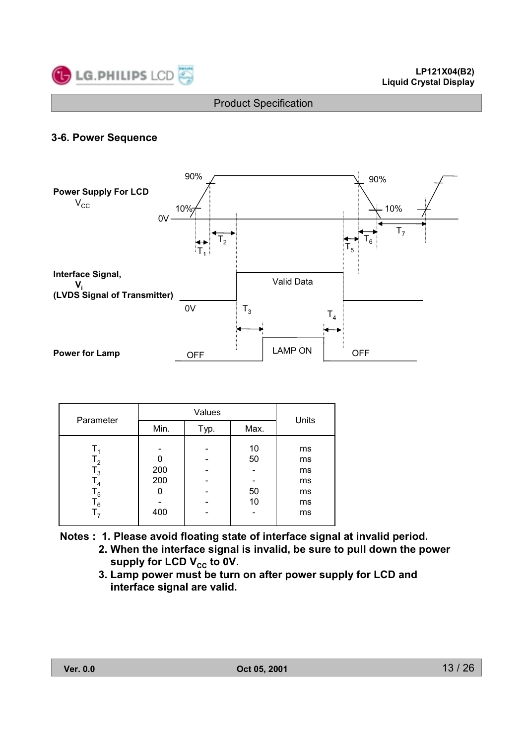### 3-6. Power Sequence

| Parameter | Values | | | Units |
|---|---|---|---|---|
| | Min. | Typ. | Max. | |
| $T_1$ | - | - | 10 | ms |
| $T_2$ | 0 | - | 50 | ms |
| $T_3$ | 200 | - | - | ms |
| $T_4$ | 200 | - | - | ms |
| $T_5$ | 0 | - | 50 | ms |
| $T_6$ | - | - | 10 | ms |
| $T_7$ | 400 | - | - | ms |

**Notes : 1. Please avoid floating state of interface signal at invalid period.**

**2. When the interface signal is invalid, be sure to pull down the power supply for LCD $V_{CC}$ to 0V.**

**3. Lamp power must be turn on after power supply for LCD and interface signal are valid.**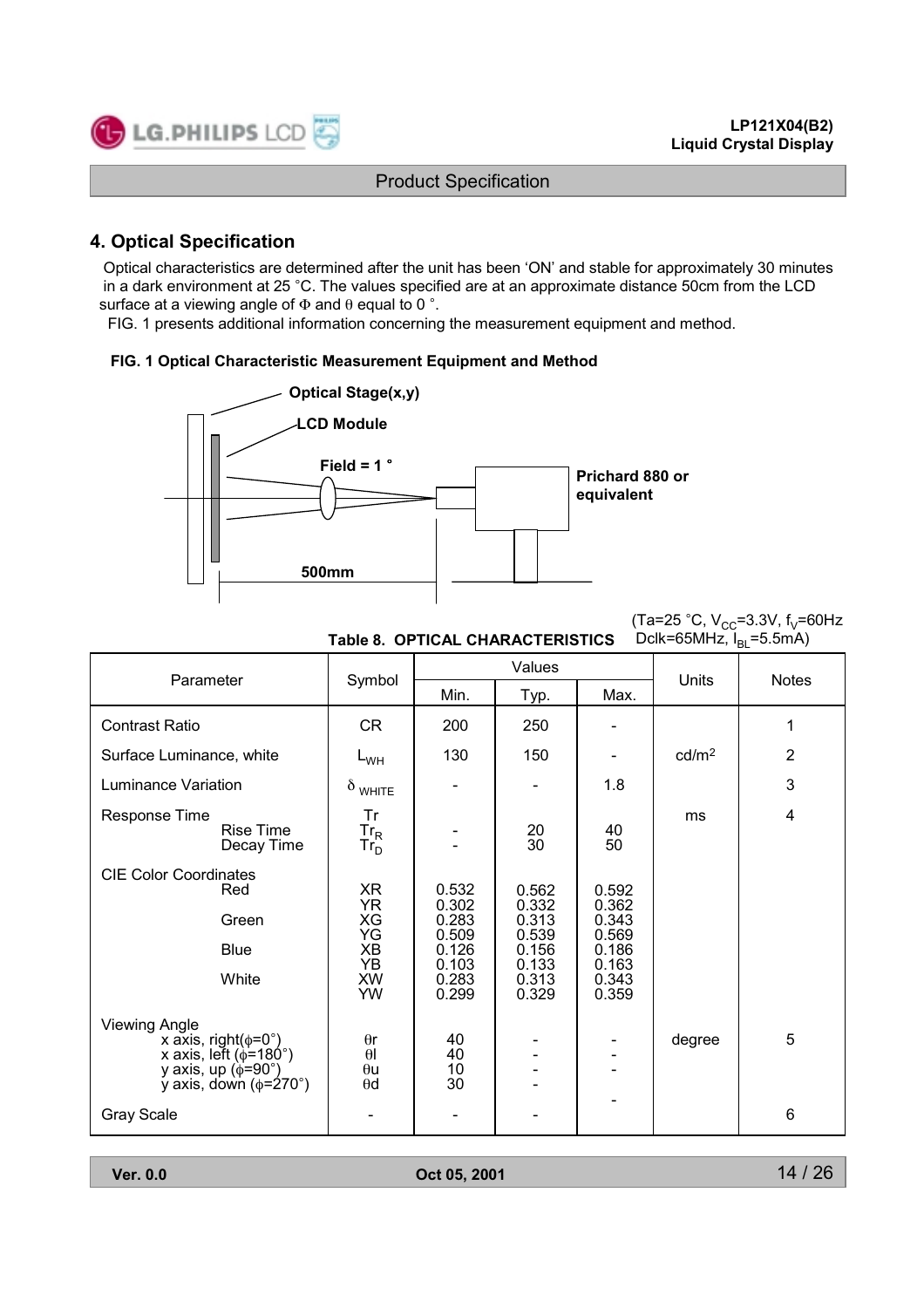## 4. Optical Specification

Optical characteristics are determined after the unit has been 'ON' and stable for approximately 30 minutes in a dark environment at 25 °C. The values specified are at an approximate distance 50cm from the LCD surface at a viewing angle of Φ and θ equal to 0 °.

FIG. 1 presents additional information concerning the measurement equipment and method.

**FIG. 1 Optical Characteristic Measurement Equipment and Method**

Optical Stage(x,y)

LCD Module

Field = 1 °

Prichard 880 or equivalent

500mm

**Table 8. OPTICAL CHARACTERISTICS**

(Ta=25 °C, $V_{CC}$=3.3V, $f_V$=60Hz Dclk=65MHz, $I_{BL}$=5.5mA)

| Parameter | Symbol | Values | | | Units | Notes |
|---|---|---|---|---|---|---|
| | | Min. | Typ. | Max. | | |
| Contrast Ratio | CR | 200 | 250 | - | | 1 |
| Surface Luminance, white | $L_{WH}$ | 130 | 150 | - | cd/m² | 2 |
| Luminance Variation | $\delta_{WHITE}$ | - | - | 1.8 | | 3 |
| Response Time | Tr | | | | ms | 4 |
| Rise Time | $Tr_R$ | - | 20 | 40 | | |
| Decay Time | $Tr_D$ | - | 30 | 50 | | |
| CIE Color Coordinates | | | | | | |
| Red | XR | 0.532 | 0.562 | 0.592 | | |
| | YR | 0.302 | 0.332 | 0.362 | | |
| Green | XG | 0.283 | 0.313 | 0.343 | | |
| | YG | 0.509 | 0.539 | 0.569 | | |
| Blue | XB | 0.126 | 0.156 | 0.186 | | |
| | YB | 0.103 | 0.133 | 0.163 | | |
| White | XW | 0.283 | 0.313 | 0.343 | | |
| | YW | 0.299 | 0.329 | 0.359 | | |
| Viewing Angle | | | | | | |
| x axis, right(φ=0°) | θr | 40 | - | - | degree | 5 |
| x axis, left (φ=180°) | θl | 40 | - | - | | |
| y axis, up (φ=90°) | θu | 10 | - | - | | |
| y axis, down (φ=270°) | θd | 30 | - | | | |
| Gray Scale | - | - | - | - | | 6 |

Ver. 0.0 Oct 05, 2001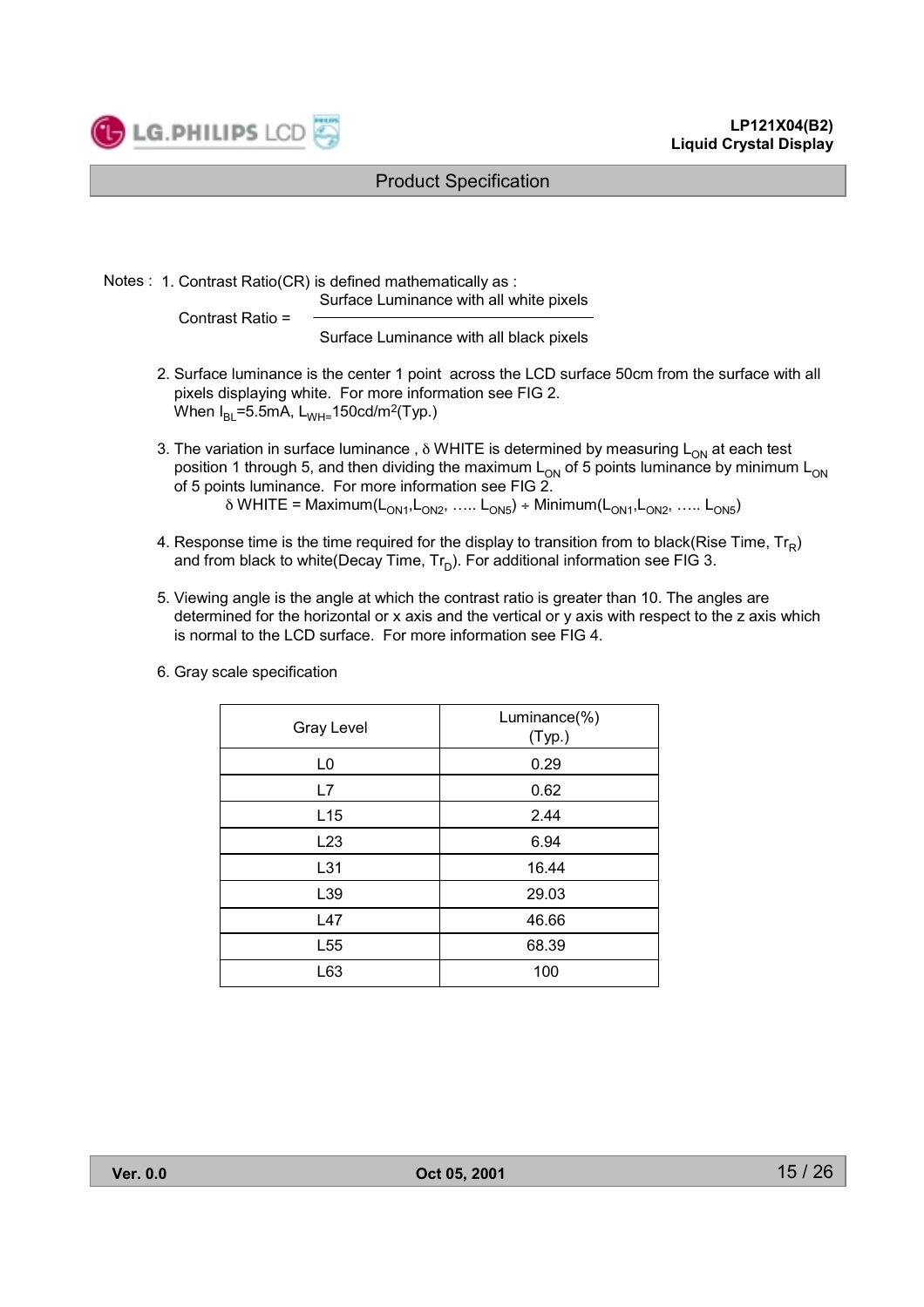Notes : 1. Contrast Ratio(CR) is defined mathematically as :

$$\text{Contrast Ratio} = \frac{\text{Surface Luminance with all white pixels}}{\text{Surface Luminance with all black pixels}}$$

2. Surface luminance is the center 1 point across the LCD surface 50cm from the surface with all pixels displaying white. For more information see FIG 2.
   When $I_{BL}$=5.5mA, $L_{WH}$=150cd/m$^2$(Typ.)

3. The variation in surface luminance , $\delta$ WHITE is determined by measuring $L_{ON}$ at each test position 1 through 5, and then dividing the maximum $L_{ON}$ of 5 points luminance by minimum $L_{ON}$ of 5 points luminance. For more information see FIG 2.
   $\delta$ WHITE = Maximum($L_{ON1}$,$L_{ON2}$, ….. $L_{ON5}$) ÷ Minimum($L_{ON1}$,$L_{ON2}$, ….. $L_{ON5}$)

4. Response time is the time required for the display to transition from to black(Rise Time, $Tr_R$) and from black to white(Decay Time, $Tr_D$). For additional information see FIG 3.

5. Viewing angle is the angle at which the contrast ratio is greater than 10. The angles are determined for the horizontal or x axis and the vertical or y axis with respect to the z axis which is normal to the LCD surface. For more information see FIG 4.

6. Gray scale specification

| Gray Level | Luminance(%) (Typ.) |
|---|---|
| L0 | 0.29 |
| L7 | 0.62 |
| L15 | 2.44 |
| L23 | 6.94 |
| L31 | 16.44 |
| L39 | 29.03 |
| L47 | 46.66 |
| L55 | 68.39 |
| L63 | 100 |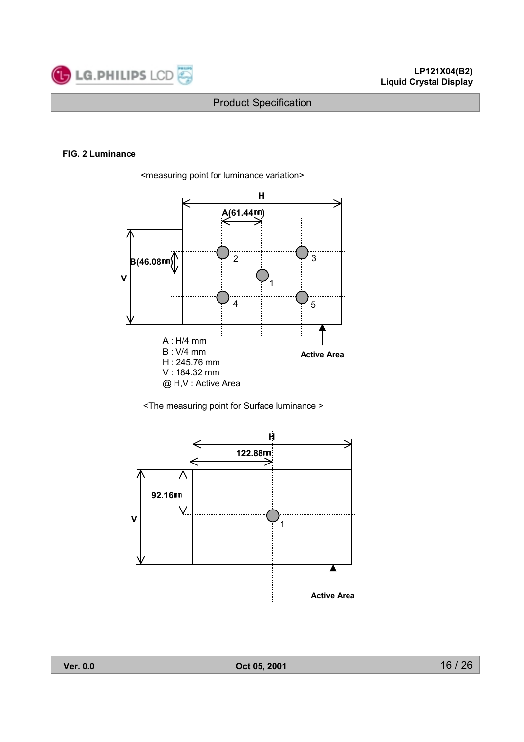**FIG. 2 Luminance**

<measuring point for luminance variation>

A : H/4 mm
B : V/4 mm
H : 245.76 mm
V : 184.32 mm
@ H,V : Active Area

<The measuring point for Surface luminance >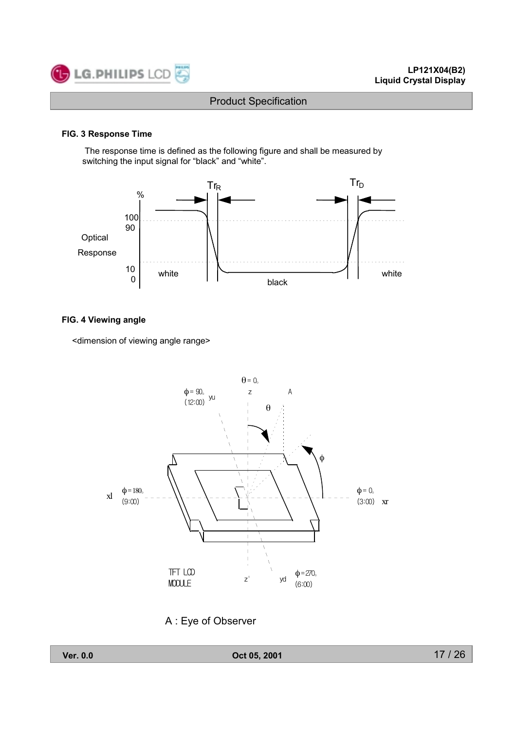**FIG. 3 Response Time**

The response time is defined as the following figure and shall be measured by switching the input signal for “black” and “white”.

**FIG. 4 Viewing angle**

<dimension of viewing angle range>

A : Eye of Observer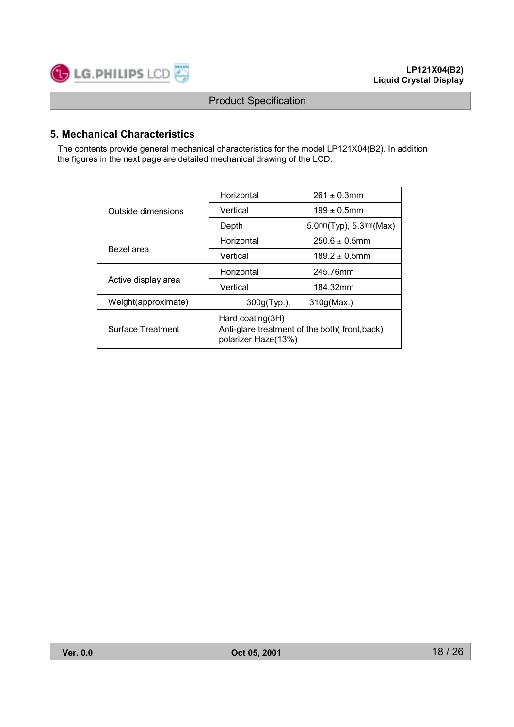## 5. Mechanical Characteristics

The contents provide general mechanical characteristics for the model LP121X04(B2). In addition the figures in the next page are detailed mechanical drawing of the LCD.

| | | |
|---|---|---|
| Outside dimensions | Horizontal | 261 ± 0.3mm |
| | Vertical | 199 ± 0.5mm |
| | Depth | 5.0㎜(Typ), 5.3㎜(Max) |
| Bezel area | Horizontal | 250.6 ± 0.5mm |
| | Vertical | 189.2 ± 0.5mm |
| Active display area | Horizontal | 245.76mm |
| | Vertical | 184.32mm |
| Weight(approximate) | 300g(Typ.), 310g(Max.) | |
| Surface Treatment | Hard coating(3H)<br>Anti-glare treatment of the both( front,back) polarizer Haze(13%) | |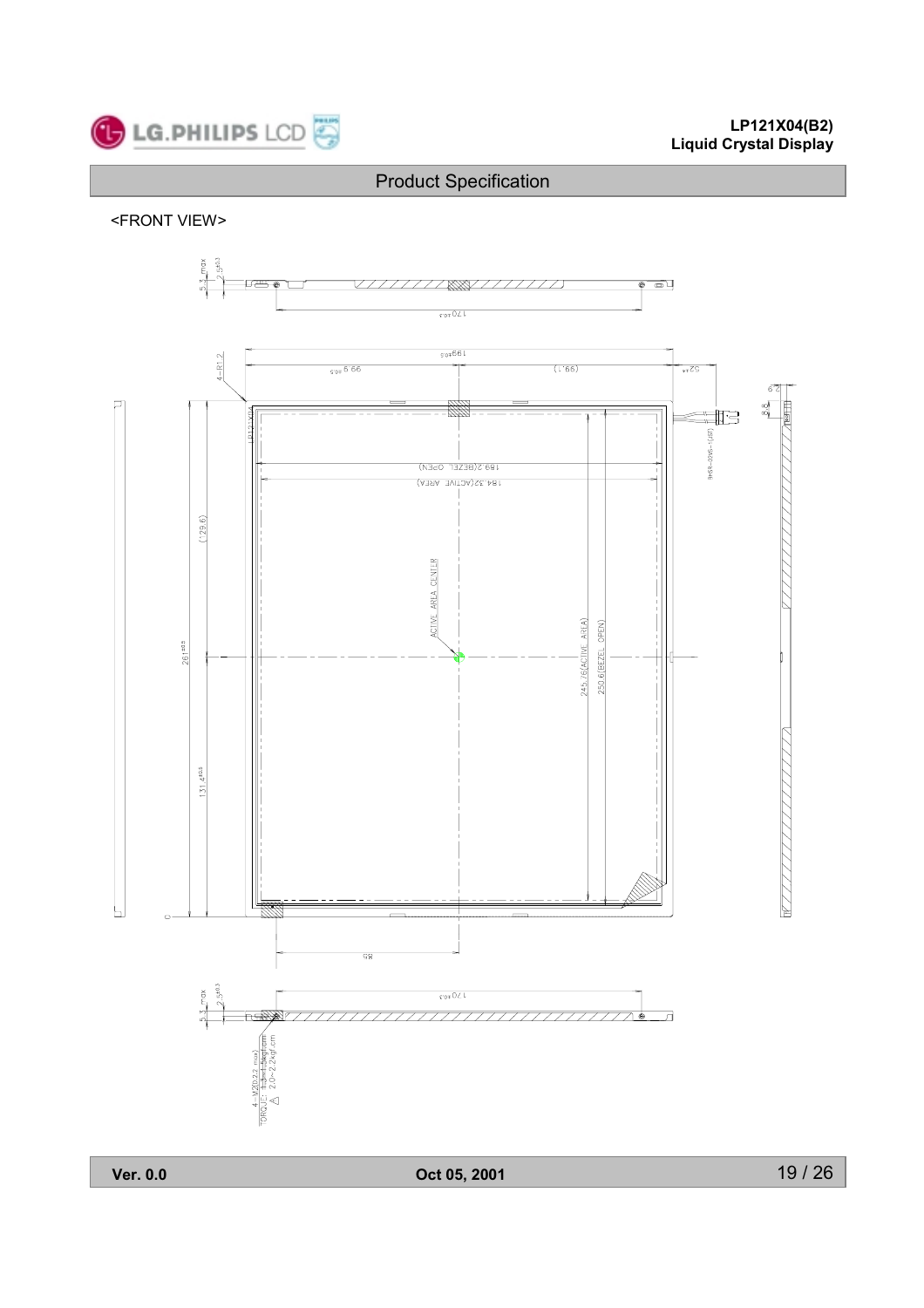## Product Specification

<FRONT VIEW>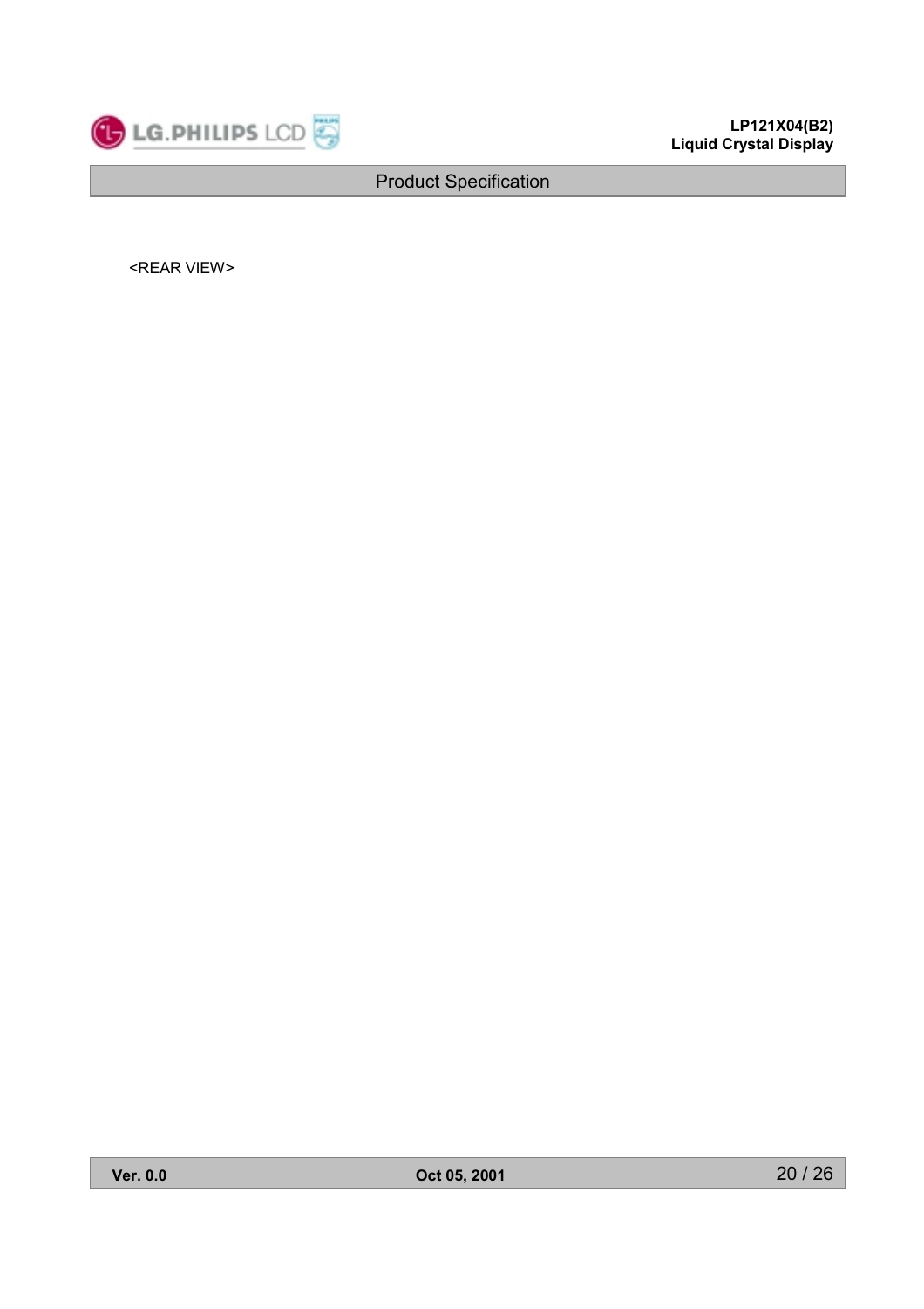<REAR VIEW>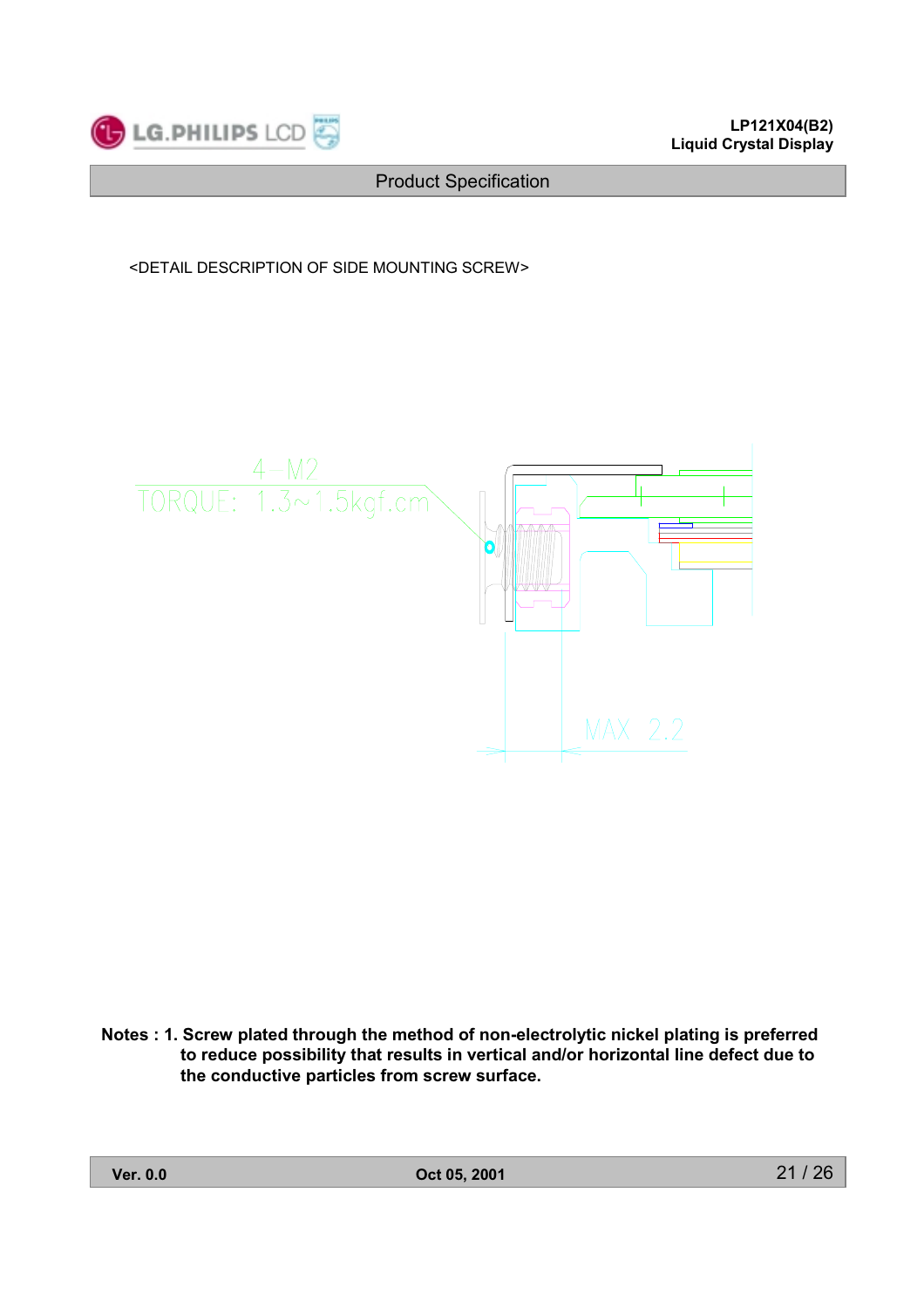<DETAIL DESCRIPTION OF SIDE MOUNTING SCREW>

4-M2

TORQUE: 1.3~1.5kgf.cm

MAX 2.2

**Notes : 1. Screw plated through the method of non-electrolytic nickel plating is preferred to reduce possibility that results in vertical and/or horizontal line defect due to the conductive particles from screw surface.**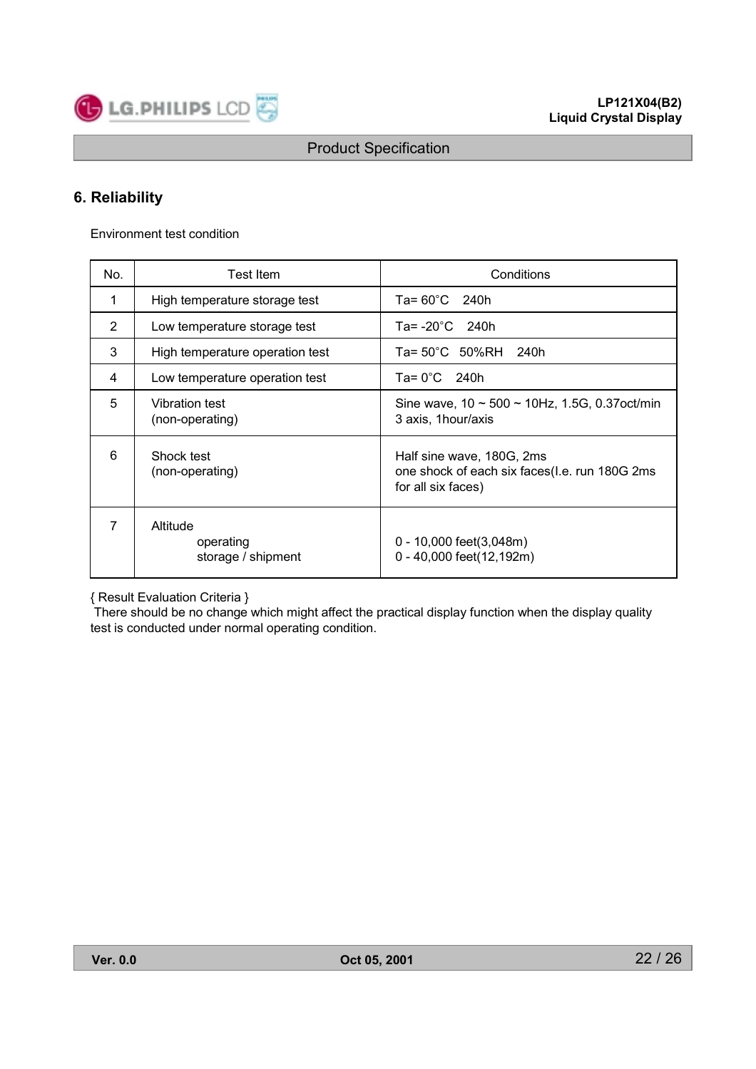## 6. Reliability

Environment test condition

| No. | Test Item | Conditions |
|---|---|---|
| 1 | High temperature storage test | Ta= 60°C 240h |
| 2 | Low temperature storage test | Ta= -20°C 240h |
| 3 | High temperature operation test | Ta= 50°C 50%RH 240h |
| 4 | Low temperature operation test | Ta= 0°C 240h |
| 5 | Vibration test<br>(non-operating) | Sine wave, 10 ~ 500 ~ 10Hz, 1.5G, 0.37oct/min<br>3 axis, 1hour/axis |
| 6 | Shock test<br>(non-operating) | Half sine wave, 180G, 2ms<br>one shock of each six faces(I.e. run 180G 2ms for all six faces) |
| 7 | Altitude<br>operating<br>storage / shipment | <br>0 - 10,000 feet(3,048m)<br>0 - 40,000 feet(12,192m) |

{ Result Evaluation Criteria }
There should be no change which might affect the practical display function when the display quality test is conducted under normal operating condition.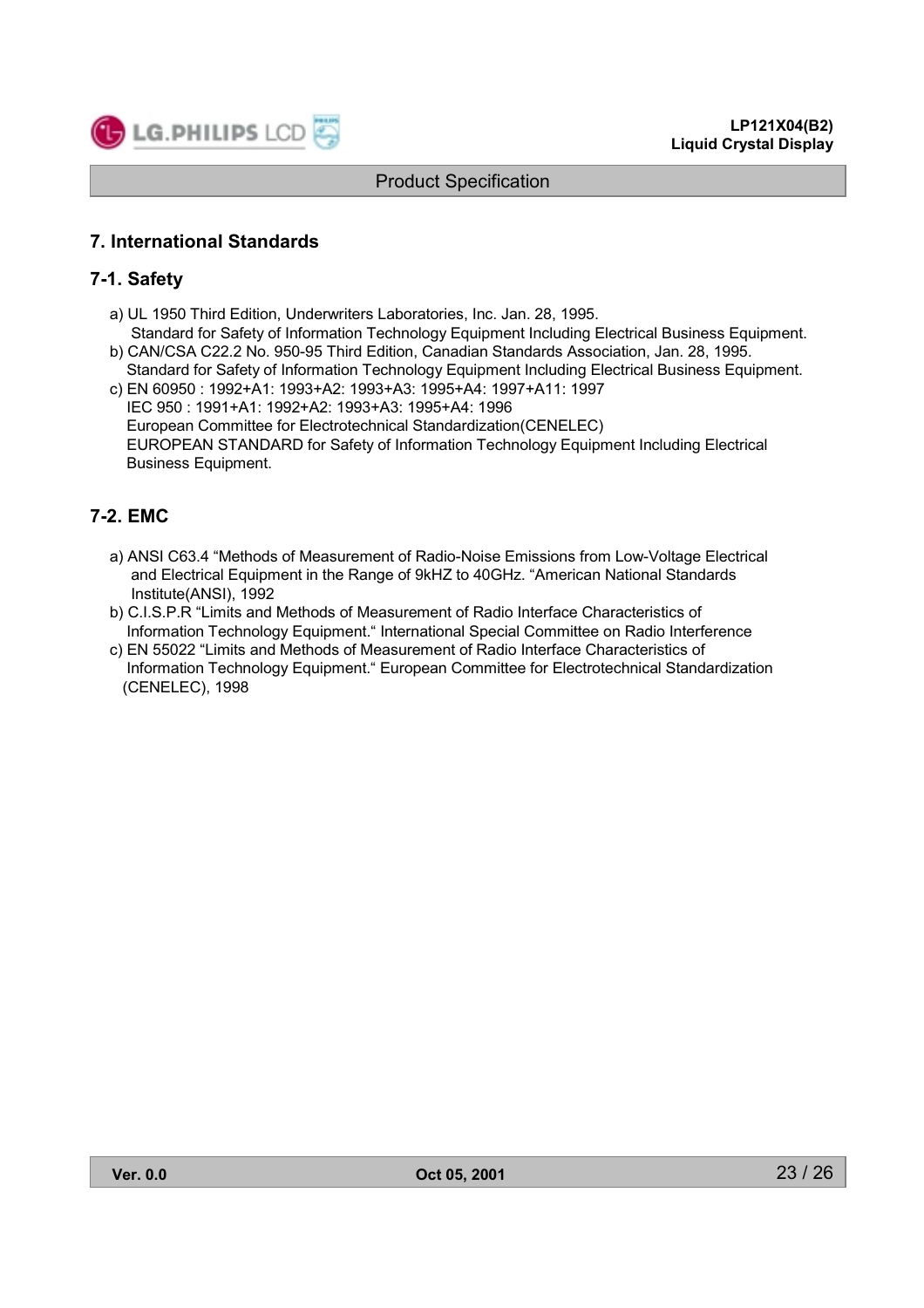## 7. International Standards

### 7-1. Safety

a) UL 1950 Third Edition, Underwriters Laboratories, Inc. Jan. 28, 1995.
   Standard for Safety of Information Technology Equipment Including Electrical Business Equipment.

b) CAN/CSA C22.2 No. 950-95 Third Edition, Canadian Standards Association, Jan. 28, 1995.
   Standard for Safety of Information Technology Equipment Including Electrical Business Equipment.

c) EN 60950 : 1992+A1: 1993+A2: 1993+A3: 1995+A4: 1997+A11: 1997
   IEC 950 : 1991+A1: 1992+A2: 1993+A3: 1995+A4: 1996
   European Committee for Electrotechnical Standardization(CENELEC)
   EUROPEAN STANDARD for Safety of Information Technology Equipment Including Electrical Business Equipment.

### 7-2. EMC

a) ANSI C63.4 "Methods of Measurement of Radio-Noise Emissions from Low-Voltage Electrical and Electrical Equipment in the Range of 9kHZ to 40GHz. "American National Standards Institute(ANSI), 1992

b) C.I.S.P.R "Limits and Methods of Measurement of Radio Interface Characteristics of Information Technology Equipment." International Special Committee on Radio Interference

c) EN 55022 "Limits and Methods of Measurement of Radio Interface Characteristics of Information Technology Equipment." European Committee for Electrotechnical Standardization (CENELEC), 1998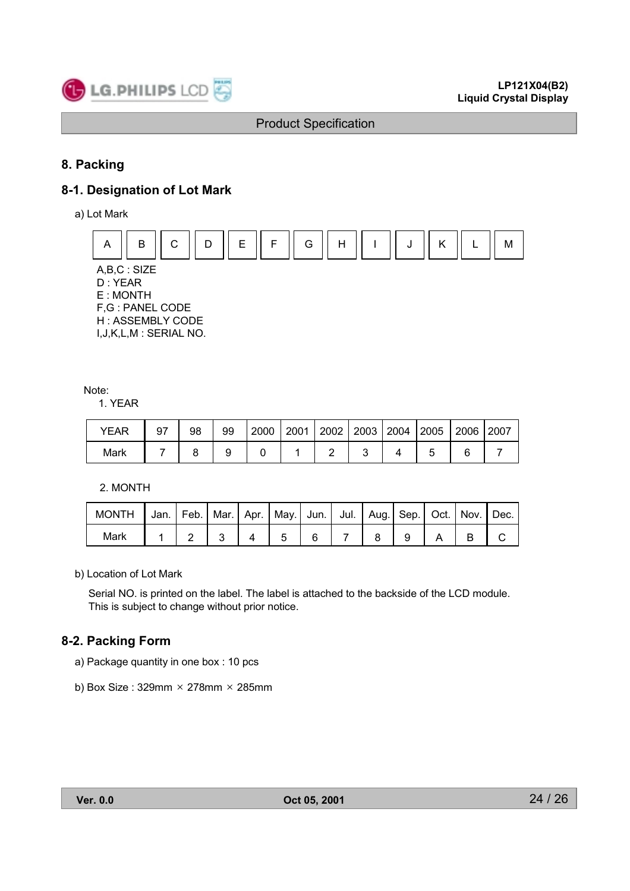## 8. Packing

### 8-1. Designation of Lot Mark

a) Lot Mark

| A | B | C | D | E | F | G | H | I | J | K | L | M |
|---|---|---|---|---|---|---|---|---|---|---|---|---|

A,B,C : SIZE
D : YEAR
E : MONTH
F,G : PANEL CODE
H : ASSEMBLY CODE
I,J,K,L,M : SERIAL NO.

Note:

1. YEAR

| YEAR | 97 | 98 | 99 | 2000 | 2001 | 2002 | 2003 | 2004 | 2005 | 2006 | 2007 |
|---|---|---|---|---|---|---|---|---|---|---|---|
| Mark | 7 | 8 | 9 | 0 | 1 | 2 | 3 | 4 | 5 | 6 | 7 |

2. MONTH

| MONTH | Jan. | Feb. | Mar. | Apr. | May. | Jun. | Jul. | Aug. | Sep. | Oct. | Nov. | Dec. |
|---|---|---|---|---|---|---|---|---|---|---|---|---|
| Mark | 1 | 2 | 3 | 4 | 5 | 6 | 7 | 8 | 9 | A | B | C |

b) Location of Lot Mark

Serial NO. is printed on the label. The label is attached to the backside of the LCD module.
This is subject to change without prior notice.

### 8-2. Packing Form

a) Package quantity in one box : 10 pcs

b) Box Size : 329mm × 278mm × 285mm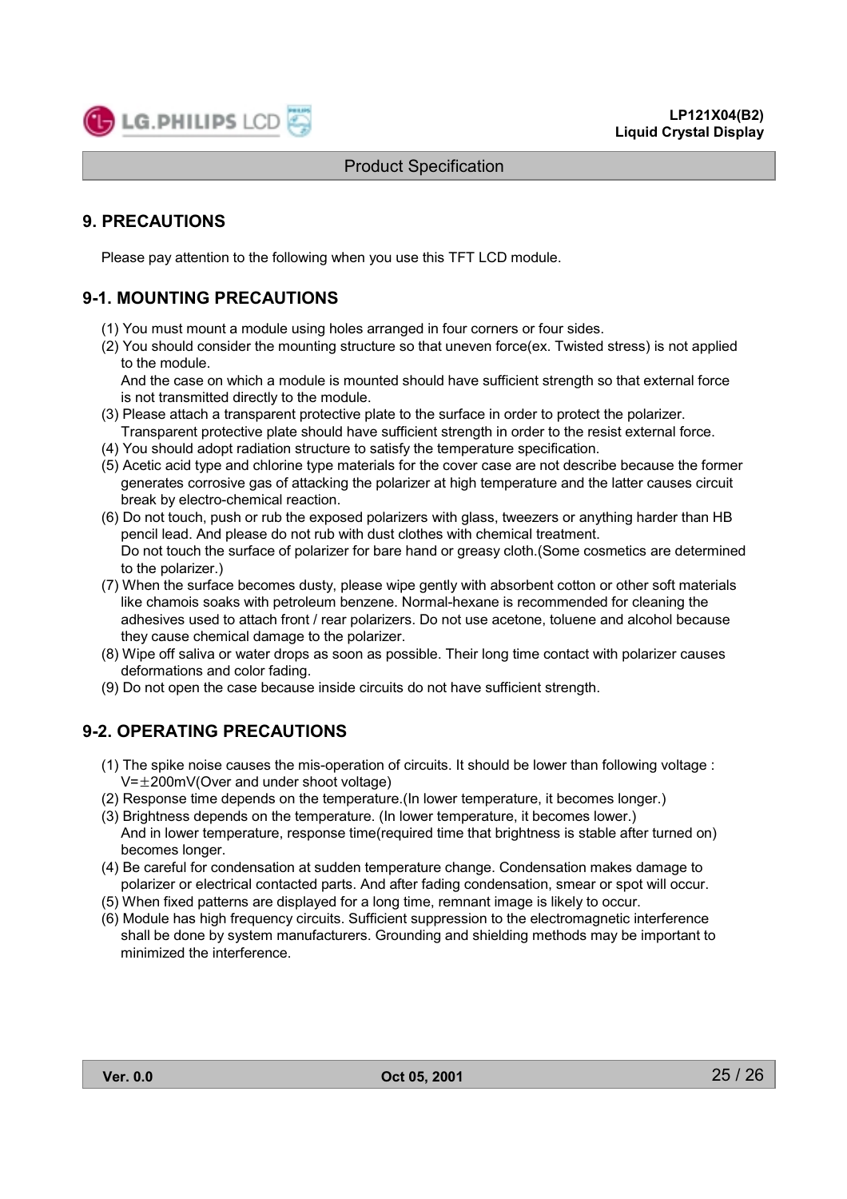## 9. PRECAUTIONS

Please pay attention to the following when you use this TFT LCD module.

### 9-1. MOUNTING PRECAUTIONS

(1) You must mount a module using holes arranged in four corners or four sides.
(2) You should consider the mounting structure so that uneven force(ex. Twisted stress) is not applied to the module.
   And the case on which a module is mounted should have sufficient strength so that external force is not transmitted directly to the module.
(3) Please attach a transparent protective plate to the surface in order to protect the polarizer.
   Transparent protective plate should have sufficient strength in order to the resist external force.
(4) You should adopt radiation structure to satisfy the temperature specification.
(5) Acetic acid type and chlorine type materials for the cover case are not describe because the former generates corrosive gas of attacking the polarizer at high temperature and the latter causes circuit break by electro-chemical reaction.
(6) Do not touch, push or rub the exposed polarizers with glass, tweezers or anything harder than HB pencil lead. And please do not rub with dust clothes with chemical treatment.
   Do not touch the surface of polarizer for bare hand or greasy cloth.(Some cosmetics are determined to the polarizer.)
(7) When the surface becomes dusty, please wipe gently with absorbent cotton or other soft materials like chamois soaks with petroleum benzene. Normal-hexane is recommended for cleaning the adhesives used to attach front / rear polarizers. Do not use acetone, toluene and alcohol because they cause chemical damage to the polarizer.
(8) Wipe off saliva or water drops as soon as possible. Their long time contact with polarizer causes deformations and color fading.
(9) Do not open the case because inside circuits do not have sufficient strength.

### 9-2. OPERATING PRECAUTIONS

(1) The spike noise causes the mis-operation of circuits. It should be lower than following voltage :
   V=±200mV(Over and under shoot voltage)
(2) Response time depends on the temperature.(In lower temperature, it becomes longer.)
(3) Brightness depends on the temperature. (In lower temperature, it becomes lower.)
   And in lower temperature, response time(required time that brightness is stable after turned on) becomes longer.
(4) Be careful for condensation at sudden temperature change. Condensation makes damage to polarizer or electrical contacted parts. And after fading condensation, smear or spot will occur.
(5) When fixed patterns are displayed for a long time, remnant image is likely to occur.
(6) Module has high frequency circuits. Sufficient suppression to the electromagnetic interference shall be done by system manufacturers. Grounding and shielding methods may be important to minimized the interference.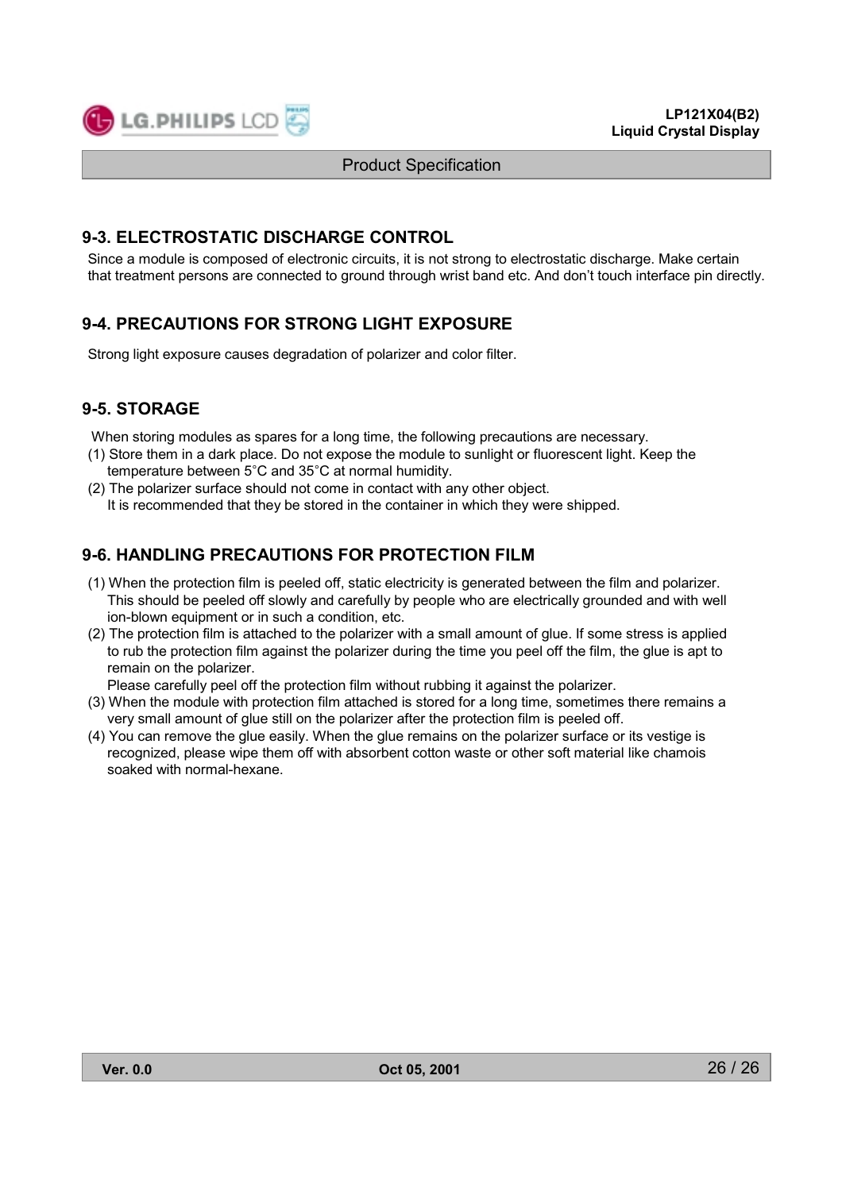## 9-3. ELECTROSTATIC DISCHARGE CONTROL

Since a module is composed of electronic circuits, it is not strong to electrostatic discharge. Make certain that treatment persons are connected to ground through wrist band etc. And don't touch interface pin directly.

## 9-4. PRECAUTIONS FOR STRONG LIGHT EXPOSURE

Strong light exposure causes degradation of polarizer and color filter.

## 9-5. STORAGE

When storing modules as spares for a long time, the following precautions are necessary.

(1) Store them in a dark place. Do not expose the module to sunlight or fluorescent light. Keep the temperature between 5˚C and 35˚C at normal humidity.

(2) The polarizer surface should not come in contact with any other object.
It is recommended that they be stored in the container in which they were shipped.

## 9-6. HANDLING PRECAUTIONS FOR PROTECTION FILM

(1) When the protection film is peeled off, static electricity is generated between the film and polarizer. This should be peeled off slowly and carefully by people who are electrically grounded and with well ion-blown equipment or in such a condition, etc.

(2) The protection film is attached to the polarizer with a small amount of glue. If some stress is applied to rub the protection film against the polarizer during the time you peel off the film, the glue is apt to remain on the polarizer.
Please carefully peel off the protection film without rubbing it against the polarizer.

(3) When the module with protection film attached is stored for a long time, sometimes there remains a very small amount of glue still on the polarizer after the protection film is peeled off.

(4) You can remove the glue easily. When the glue remains on the polarizer surface or its vestige is recognized, please wipe them off with absorbent cotton waste or other soft material like chamois soaked with normal-hexane.